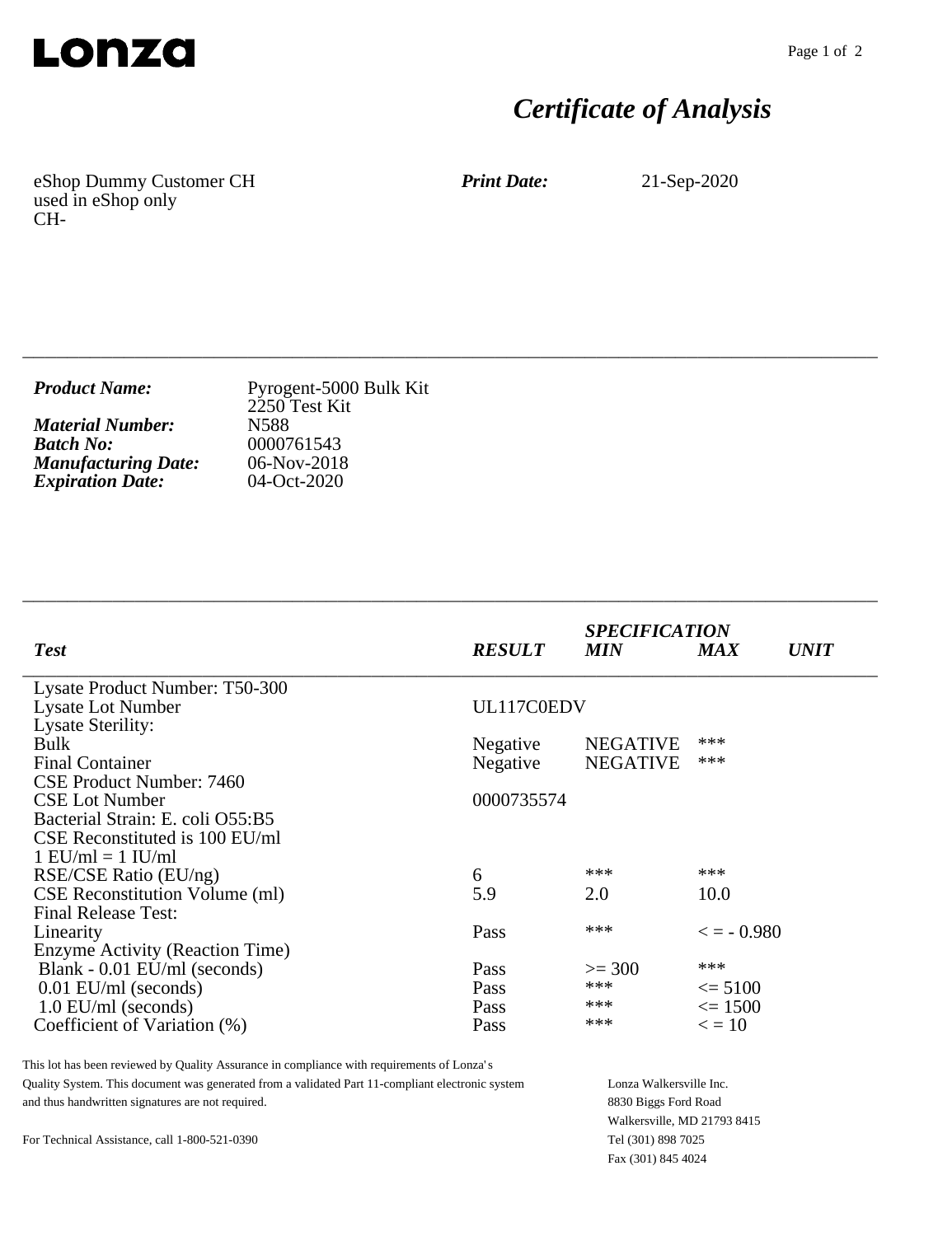**Lonza**

# *Certificate of Analysis*

eShop Dummy Customer CH
used in eShop only
CH-

***Print Date:*** 21-Sep-2020

---

| | |
|---|---|
| ***Product Name:*** | Pyrogent-5000 Bulk Kit<br>2250 Test Kit |
| ***Material Number:*** | N588 |
| ***Batch No:*** | 0000761543 |
| ***Manufacturing Date:*** | 06-Nov-2018 |
| ***Expiration Date:*** | 04-Oct-2020 |

---

| *Test* | *RESULT* | *SPECIFICATION*<br>*MIN* | *MAX* | *UNIT* |
|---|---|---|---|---|
| Lysate Product Number: T50-300 | | | | |
| Lysate Lot Number | UL117C0EDV | | | |
| Lysate Sterility: | | | | |
| Bulk | Negative | NEGATIVE | *** | |
| Final Container | Negative | NEGATIVE | *** | |
| CSE Product Number: 7460 | | | | |
| CSE Lot Number | 0000735574 | | | |
| Bacterial Strain: E. coli O55:B5 | | | | |
| CSE Reconstituted is 100 EU/ml | | | | |
| 1 EU/ml = 1 IU/ml | | | | |
| RSE/CSE Ratio (EU/ng) | 6 | *** | *** | |
| CSE Reconstitution Volume (ml) | 5.9 | 2.0 | 10.0 | |
| Final Release Test: | | | | |
| Linearity | Pass | *** | < = - 0.980 | |
| Enzyme Activity (Reaction Time) | | | | |
| Blank - 0.01 EU/ml (seconds) | Pass | >= 300 | *** | |
| 0.01 EU/ml (seconds) | Pass | *** | <= 5100 | |
| 1.0 EU/ml (seconds) | Pass | *** | <= 1500 | |
| Coefficient of Variation (%) | Pass | *** | < = 10 | |

This lot has been reviewed by Quality Assurance in compliance with requirements of Lonza's Quality System. This document was generated from a validated Part 11-compliant electronic system and thus handwritten signatures are not required.

For Technical Assistance, call 1-800-521-0390

Lonza Walkersville Inc.
8830 Biggs Ford Road
Walkersville, MD 21793 8415
Tel (301) 898 7025
Fax (301) 845 4024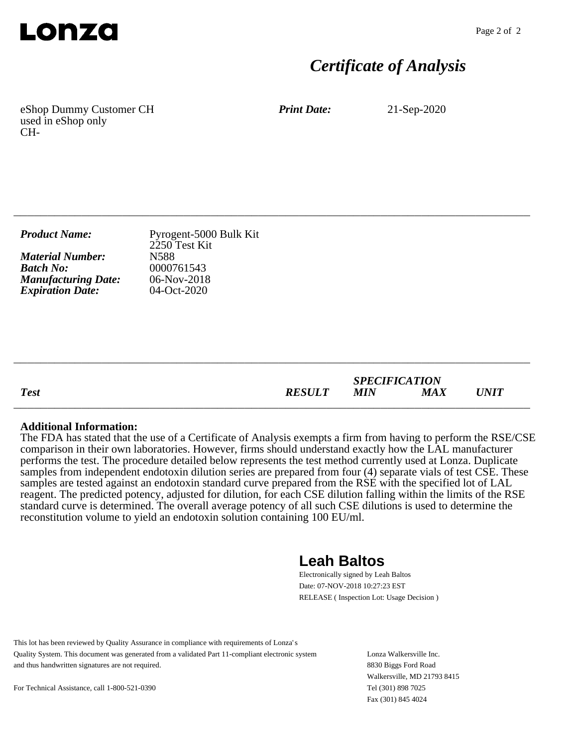# Certificate of Analysis

eShop Dummy Customer CH
used in eShop only
CH-

***Print Date:*** 21-Sep-2020

---

| | |
|---|---|
| ***Product Name:*** | Pyrogent-5000 Bulk Kit<br>2250 Test Kit |
| ***Material Number:*** | N588 |
| ***Batch No:*** | 0000761543 |
| ***Manufacturing Date:*** | 06-Nov-2018 |
| ***Expiration Date:*** | 04-Oct-2020 |

---

| *Test* | *RESULT* | *SPECIFICATION* *MIN* | *MAX* | *UNIT* |
|---|---|---|---|---|

**Additional Information:**
The FDA has stated that the use of a Certificate of Analysis exempts a firm from having to perform the RSE/CSE comparison in their own laboratories. However, firms should understand exactly how the LAL manufacturer performs the test. The procedure detailed below represents the test method currently used at Lonza. Duplicate samples from independent endotoxin dilution series are prepared from four (4) separate vials of test CSE. These samples are tested against an endotoxin standard curve prepared from the RSE with the specified lot of LAL reagent. The predicted potency, adjusted for dilution, for each CSE dilution falling within the limits of the RSE standard curve is determined. The overall average potency of all such CSE dilutions is used to determine the reconstitution volume to yield an endotoxin solution containing 100 EU/ml.

**Leah Baltos**
Electronically signed by Leah Baltos
Date: 07-NOV-2018 10:27:23 EST
RELEASE ( Inspection Lot: Usage Decision )

This lot has been reviewed by Quality Assurance in compliance with requirements of Lonza's Quality System. This document was generated from a validated Part 11-compliant electronic system and thus handwritten signatures are not required.

For Technical Assistance, call 1-800-521-0390

Lonza Walkersville Inc.
8830 Biggs Ford Road
Walkersville, MD 21793 8415
Tel (301) 898 7025
Fax (301) 845 4024